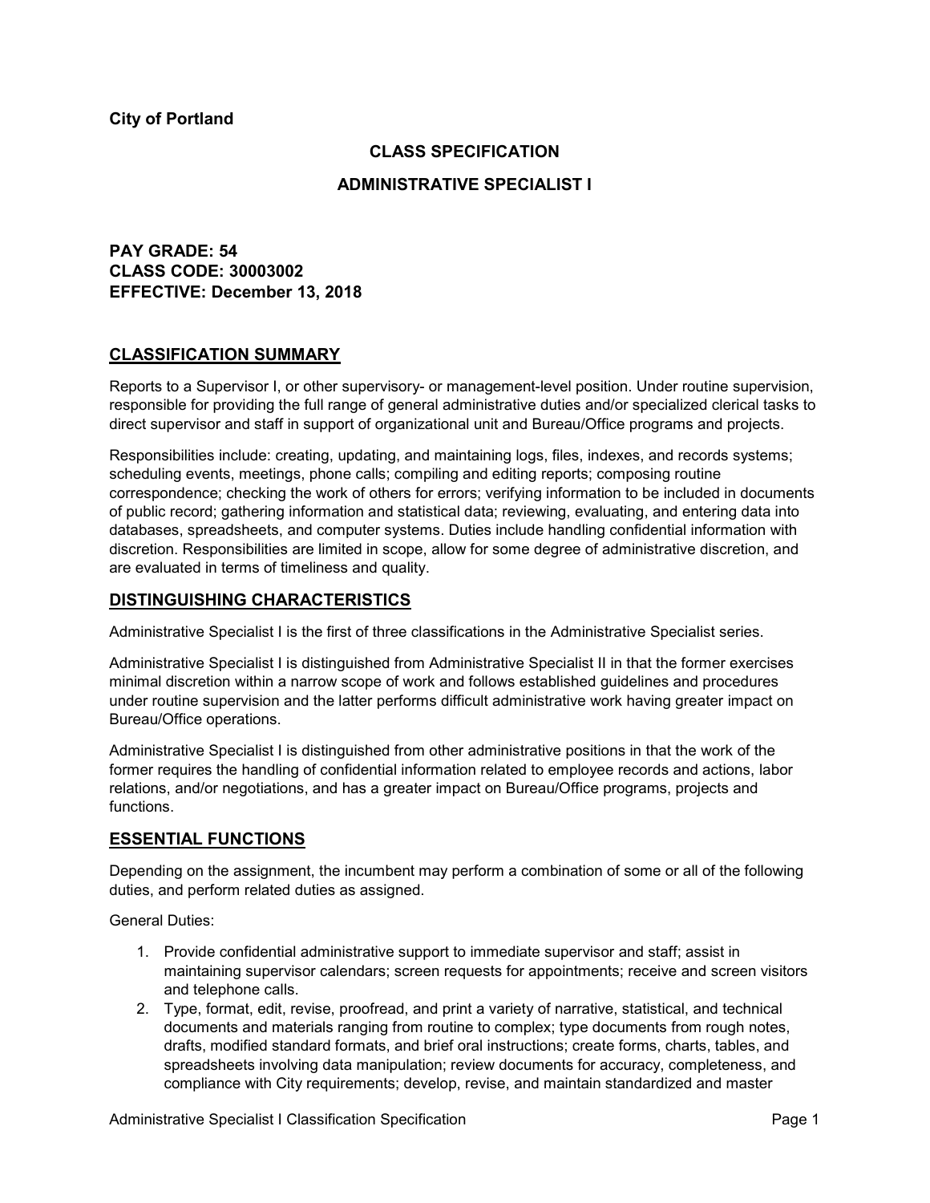**City of Portland**

## CLASS SPECIFICATION

## ADMINISTRATIVE SPECIALIST I

**PAY GRADE: 54**
**CLASS CODE: 30003002**
**EFFECTIVE: December 13, 2018**

## CLASSIFICATION SUMMARY

Reports to a Supervisor I, or other supervisory- or management-level position. Under routine supervision, responsible for providing the full range of general administrative duties and/or specialized clerical tasks to direct supervisor and staff in support of organizational unit and Bureau/Office programs and projects.

Responsibilities include: creating, updating, and maintaining logs, files, indexes, and records systems; scheduling events, meetings, phone calls; compiling and editing reports; composing routine correspondence; checking the work of others for errors; verifying information to be included in documents of public record; gathering information and statistical data; reviewing, evaluating, and entering data into databases, spreadsheets, and computer systems. Duties include handling confidential information with discretion. Responsibilities are limited in scope, allow for some degree of administrative discretion, and are evaluated in terms of timeliness and quality.

## DISTINGUISHING CHARACTERISTICS

Administrative Specialist I is the first of three classifications in the Administrative Specialist series.

Administrative Specialist I is distinguished from Administrative Specialist II in that the former exercises minimal discretion within a narrow scope of work and follows established guidelines and procedures under routine supervision and the latter performs difficult administrative work having greater impact on Bureau/Office operations.

Administrative Specialist I is distinguished from other administrative positions in that the work of the former requires the handling of confidential information related to employee records and actions, labor relations, and/or negotiations, and has a greater impact on Bureau/Office programs, projects and functions.

## ESSENTIAL FUNCTIONS

Depending on the assignment, the incumbent may perform a combination of some or all of the following duties, and perform related duties as assigned.

General Duties:

1. Provide confidential administrative support to immediate supervisor and staff; assist in maintaining supervisor calendars; screen requests for appointments; receive and screen visitors and telephone calls.
2. Type, format, edit, revise, proofread, and print a variety of narrative, statistical, and technical documents and materials ranging from routine to complex; type documents from rough notes, drafts, modified standard formats, and brief oral instructions; create forms, charts, tables, and spreadsheets involving data manipulation; review documents for accuracy, completeness, and compliance with City requirements; develop, revise, and maintain standardized and master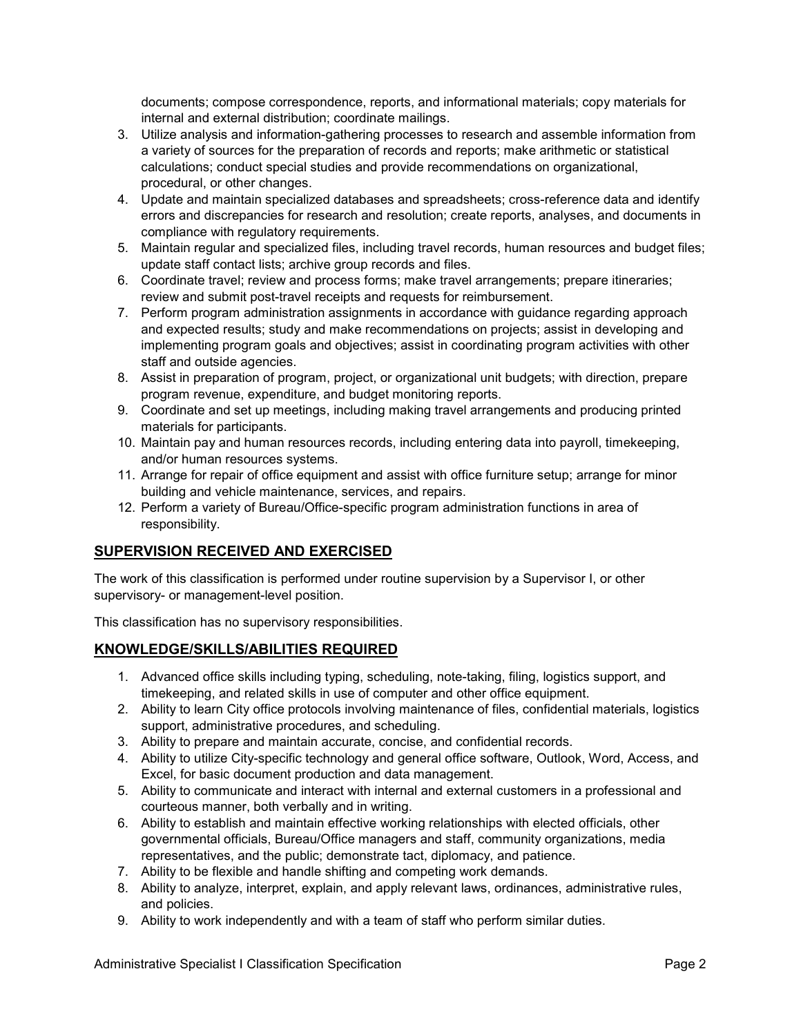documents; compose correspondence, reports, and informational materials; copy materials for internal and external distribution; coordinate mailings.

3. Utilize analysis and information-gathering processes to research and assemble information from a variety of sources for the preparation of records and reports; make arithmetic or statistical calculations; conduct special studies and provide recommendations on organizational, procedural, or other changes.
4. Update and maintain specialized databases and spreadsheets; cross-reference data and identify errors and discrepancies for research and resolution; create reports, analyses, and documents in compliance with regulatory requirements.
5. Maintain regular and specialized files, including travel records, human resources and budget files; update staff contact lists; archive group records and files.
6. Coordinate travel; review and process forms; make travel arrangements; prepare itineraries; review and submit post-travel receipts and requests for reimbursement.
7. Perform program administration assignments in accordance with guidance regarding approach and expected results; study and make recommendations on projects; assist in developing and implementing program goals and objectives; assist in coordinating program activities with other staff and outside agencies.
8. Assist in preparation of program, project, or organizational unit budgets; with direction, prepare program revenue, expenditure, and budget monitoring reports.
9. Coordinate and set up meetings, including making travel arrangements and producing printed materials for participants.
10. Maintain pay and human resources records, including entering data into payroll, timekeeping, and/or human resources systems.
11. Arrange for repair of office equipment and assist with office furniture setup; arrange for minor building and vehicle maintenance, services, and repairs.
12. Perform a variety of Bureau/Office-specific program administration functions in area of responsibility.

## SUPERVISION RECEIVED AND EXERCISED

The work of this classification is performed under routine supervision by a Supervisor I, or other supervisory- or management-level position.

This classification has no supervisory responsibilities.

## KNOWLEDGE/SKILLS/ABILITIES REQUIRED

1. Advanced office skills including typing, scheduling, note-taking, filing, logistics support, and timekeeping, and related skills in use of computer and other office equipment.
2. Ability to learn City office protocols involving maintenance of files, confidential materials, logistics support, administrative procedures, and scheduling.
3. Ability to prepare and maintain accurate, concise, and confidential records.
4. Ability to utilize City-specific technology and general office software, Outlook, Word, Access, and Excel, for basic document production and data management.
5. Ability to communicate and interact with internal and external customers in a professional and courteous manner, both verbally and in writing.
6. Ability to establish and maintain effective working relationships with elected officials, other governmental officials, Bureau/Office managers and staff, community organizations, media representatives, and the public; demonstrate tact, diplomacy, and patience.
7. Ability to be flexible and handle shifting and competing work demands.
8. Ability to analyze, interpret, explain, and apply relevant laws, ordinances, administrative rules, and policies.
9. Ability to work independently and with a team of staff who perform similar duties.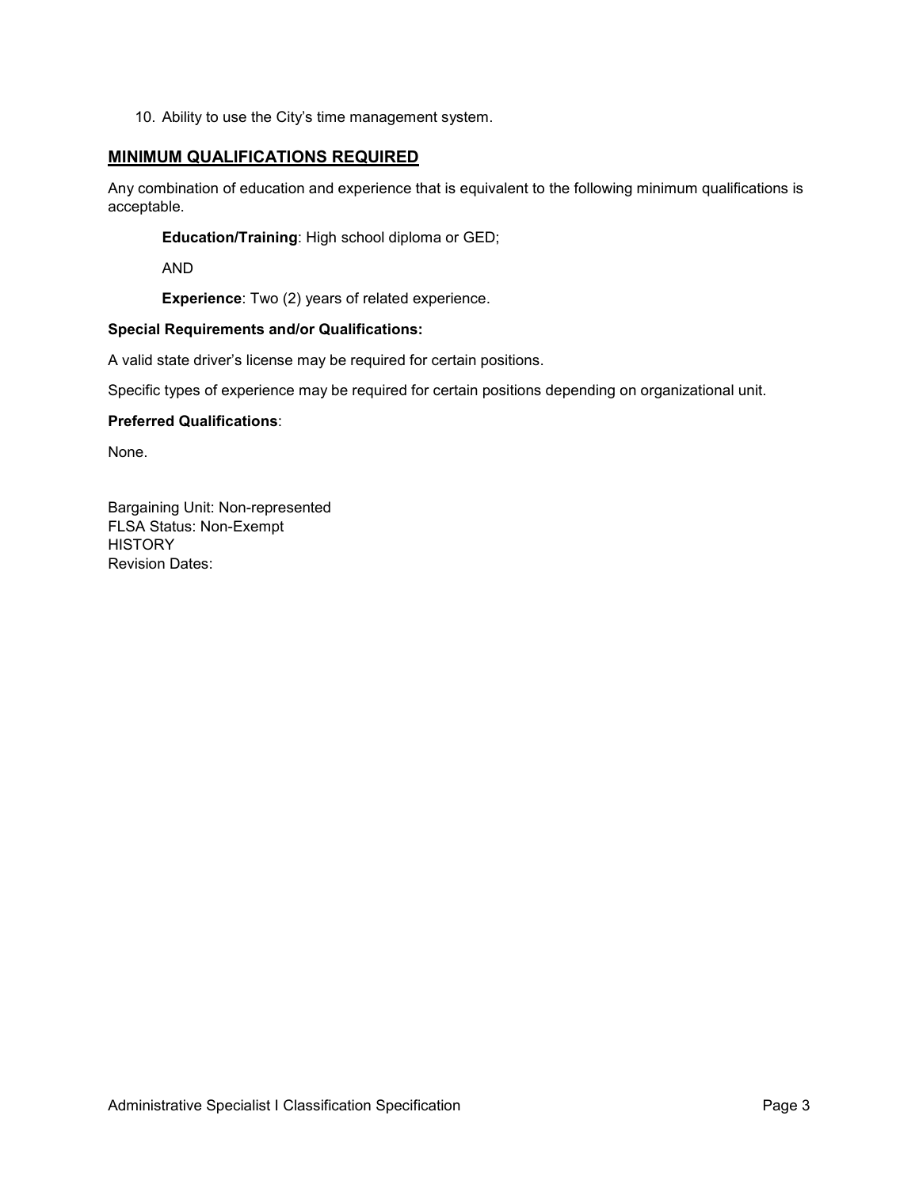10. Ability to use the City's time management system.

## MINIMUM QUALIFICATIONS REQUIRED

Any combination of education and experience that is equivalent to the following minimum qualifications is acceptable.

**Education/Training**: High school diploma or GED;

AND

**Experience**: Two (2) years of related experience.

**Special Requirements and/or Qualifications:**

A valid state driver's license may be required for certain positions.

Specific types of experience may be required for certain positions depending on organizational unit.

**Preferred Qualifications**:

None.

Bargaining Unit: Non-represented
FLSA Status: Non-Exempt
HISTORY
Revision Dates: